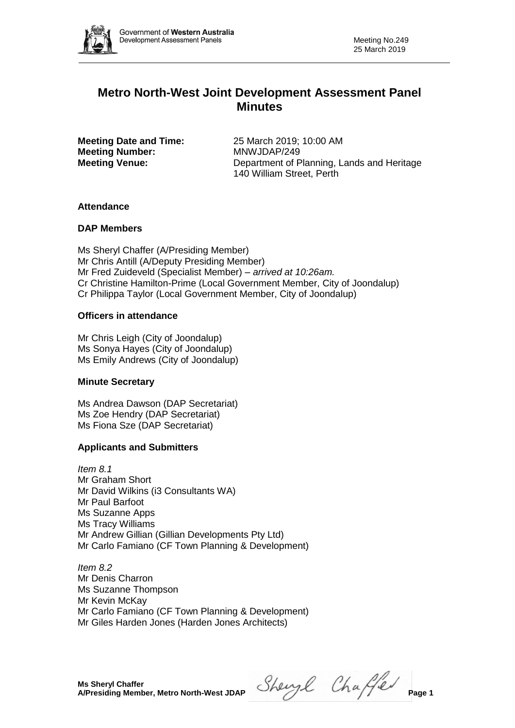# Metro North-West Joint Development Assessment Panel Minutes

**Meeting Date and Time:** 25 March 2019; 10:00 AM
**Meeting Number:** MNWJDAP/249
**Meeting Venue:** Department of Planning, Lands and Heritage 140 William Street, Perth

## Attendance

### DAP Members

Ms Sheryl Chaffer (A/Presiding Member)
Mr Chris Antill (A/Deputy Presiding Member)
Mr Fred Zuideveld (Specialist Member) – *arrived at 10:26am.*
Cr Christine Hamilton-Prime (Local Government Member, City of Joondalup)
Cr Philippa Taylor (Local Government Member, City of Joondalup)

### Officers in attendance

Mr Chris Leigh (City of Joondalup)
Ms Sonya Hayes (City of Joondalup)
Ms Emily Andrews (City of Joondalup)

### Minute Secretary

Ms Andrea Dawson (DAP Secretariat)
Ms Zoe Hendry (DAP Secretariat)
Ms Fiona Sze (DAP Secretariat)

### Applicants and Submitters

*Item 8.1*
Mr Graham Short
Mr David Wilkins (i3 Consultants WA)
Mr Paul Barfoot
Ms Suzanne Apps
Ms Tracy Williams
Mr Andrew Gillian (Gillian Developments Pty Ltd)
Mr Carlo Famiano (CF Town Planning & Development)

*Item 8.2*
Mr Denis Charron
Ms Suzanne Thompson
Mr Kevin McKay
Mr Carlo Famiano (CF Town Planning & Development)
Mr Giles Harden Jones (Harden Jones Architects)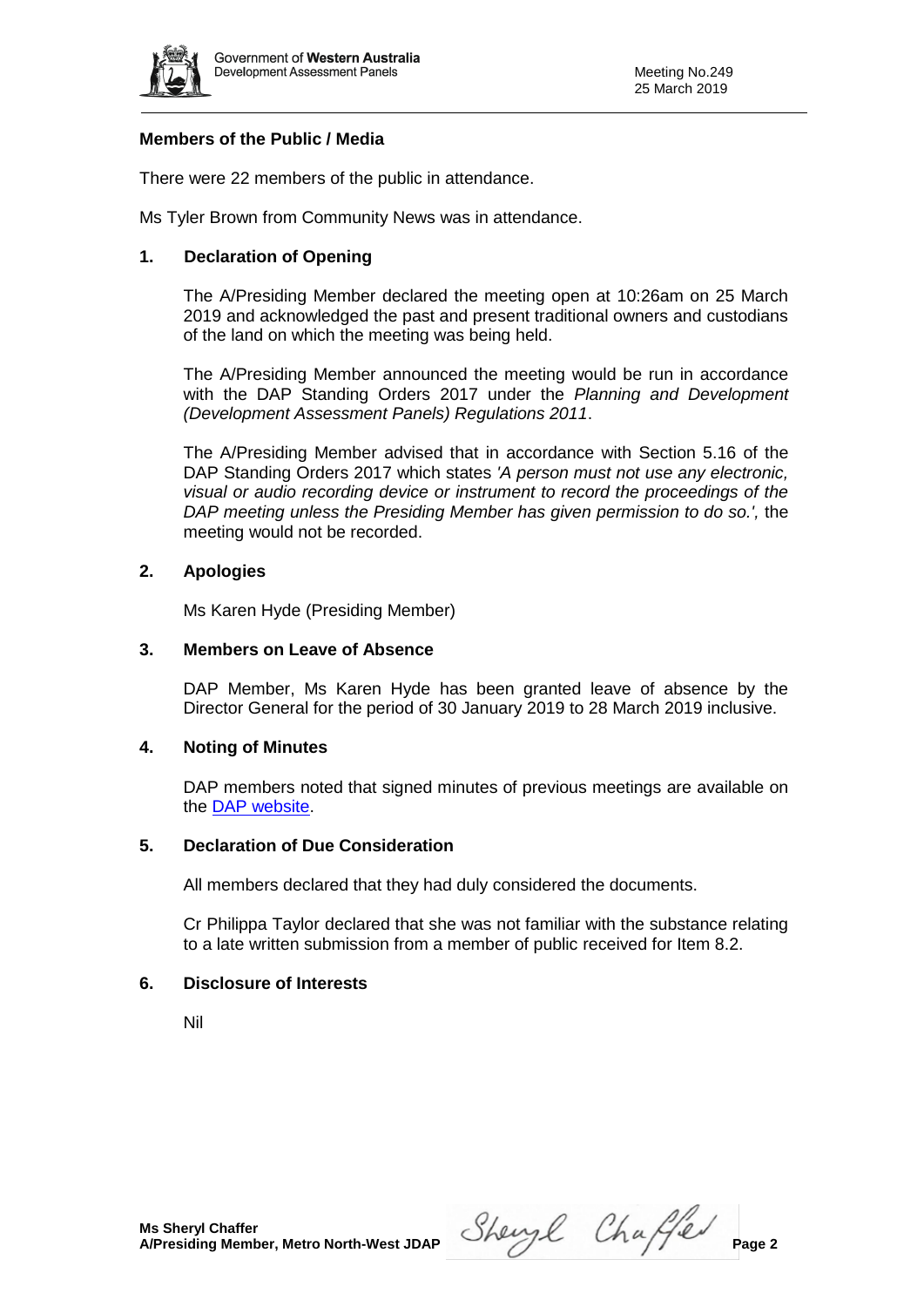**Members of the Public / Media**

There were 22 members of the public in attendance.

Ms Tyler Brown from Community News was in attendance.

## 1. Declaration of Opening

The A/Presiding Member declared the meeting open at 10:26am on 25 March 2019 and acknowledged the past and present traditional owners and custodians of the land on which the meeting was being held.

The A/Presiding Member announced the meeting would be run in accordance with the DAP Standing Orders 2017 under the *Planning and Development (Development Assessment Panels) Regulations 2011*.

The A/Presiding Member advised that in accordance with Section 5.16 of the DAP Standing Orders 2017 which states *'A person must not use any electronic, visual or audio recording device or instrument to record the proceedings of the DAP meeting unless the Presiding Member has given permission to do so.',* the meeting would not be recorded.

## 2. Apologies

Ms Karen Hyde (Presiding Member)

## 3. Members on Leave of Absence

DAP Member, Ms Karen Hyde has been granted leave of absence by the Director General for the period of 30 January 2019 to 28 March 2019 inclusive.

## 4. Noting of Minutes

DAP members noted that signed minutes of previous meetings are available on the DAP website.

## 5. Declaration of Due Consideration

All members declared that they had duly considered the documents.

Cr Philippa Taylor declared that she was not familiar with the substance relating to a late written submission from a member of public received for Item 8.2.

## 6. Disclosure of Interests

Nil

**Ms Sheryl Chaffer**
**A/Presiding Member, Metro North-West JDAP**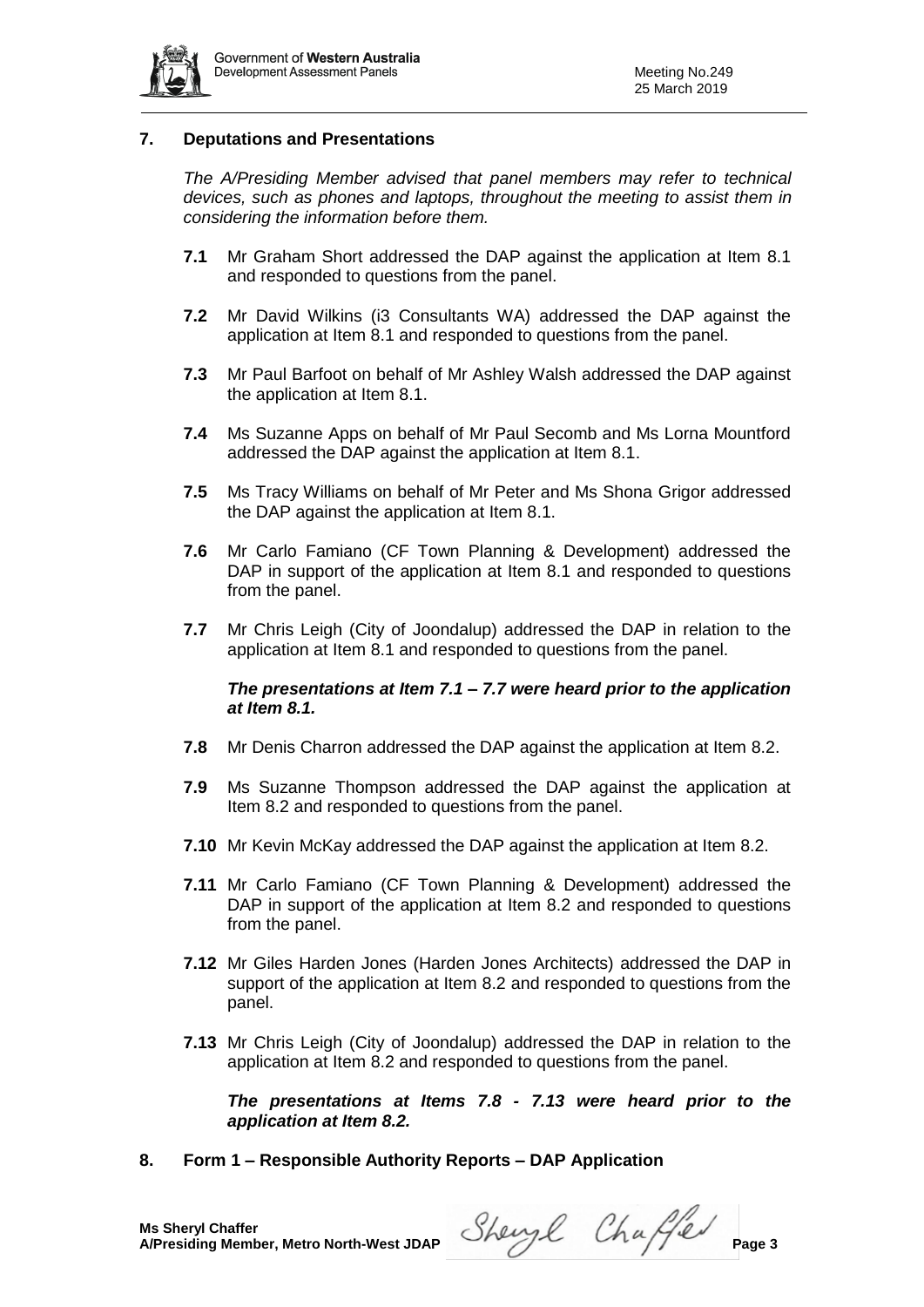## 7. Deputations and Presentations

*The A/Presiding Member advised that panel members may refer to technical devices, such as phones and laptops, throughout the meeting to assist them in considering the information before them.*

**7.1** Mr Graham Short addressed the DAP against the application at Item 8.1 and responded to questions from the panel.

**7.2** Mr David Wilkins (i3 Consultants WA) addressed the DAP against the application at Item 8.1 and responded to questions from the panel.

**7.3** Mr Paul Barfoot on behalf of Mr Ashley Walsh addressed the DAP against the application at Item 8.1.

**7.4** Ms Suzanne Apps on behalf of Mr Paul Secomb and Ms Lorna Mountford addressed the DAP against the application at Item 8.1.

**7.5** Ms Tracy Williams on behalf of Mr Peter and Ms Shona Grigor addressed the DAP against the application at Item 8.1.

**7.6** Mr Carlo Famiano (CF Town Planning & Development) addressed the DAP in support of the application at Item 8.1 and responded to questions from the panel.

**7.7** Mr Chris Leigh (City of Joondalup) addressed the DAP in relation to the application at Item 8.1 and responded to questions from the panel.

***The presentations at Item 7.1 – 7.7 were heard prior to the application at Item 8.1.***

**7.8** Mr Denis Charron addressed the DAP against the application at Item 8.2.

**7.9** Ms Suzanne Thompson addressed the DAP against the application at Item 8.2 and responded to questions from the panel.

**7.10** Mr Kevin McKay addressed the DAP against the application at Item 8.2.

**7.11** Mr Carlo Famiano (CF Town Planning & Development) addressed the DAP in support of the application at Item 8.2 and responded to questions from the panel.

**7.12** Mr Giles Harden Jones (Harden Jones Architects) addressed the DAP in support of the application at Item 8.2 and responded to questions from the panel.

**7.13** Mr Chris Leigh (City of Joondalup) addressed the DAP in relation to the application at Item 8.2 and responded to questions from the panel.

***The presentations at Items 7.8 - 7.13 were heard prior to the application at Item 8.2.***

## 8. Form 1 – Responsible Authority Reports – DAP Application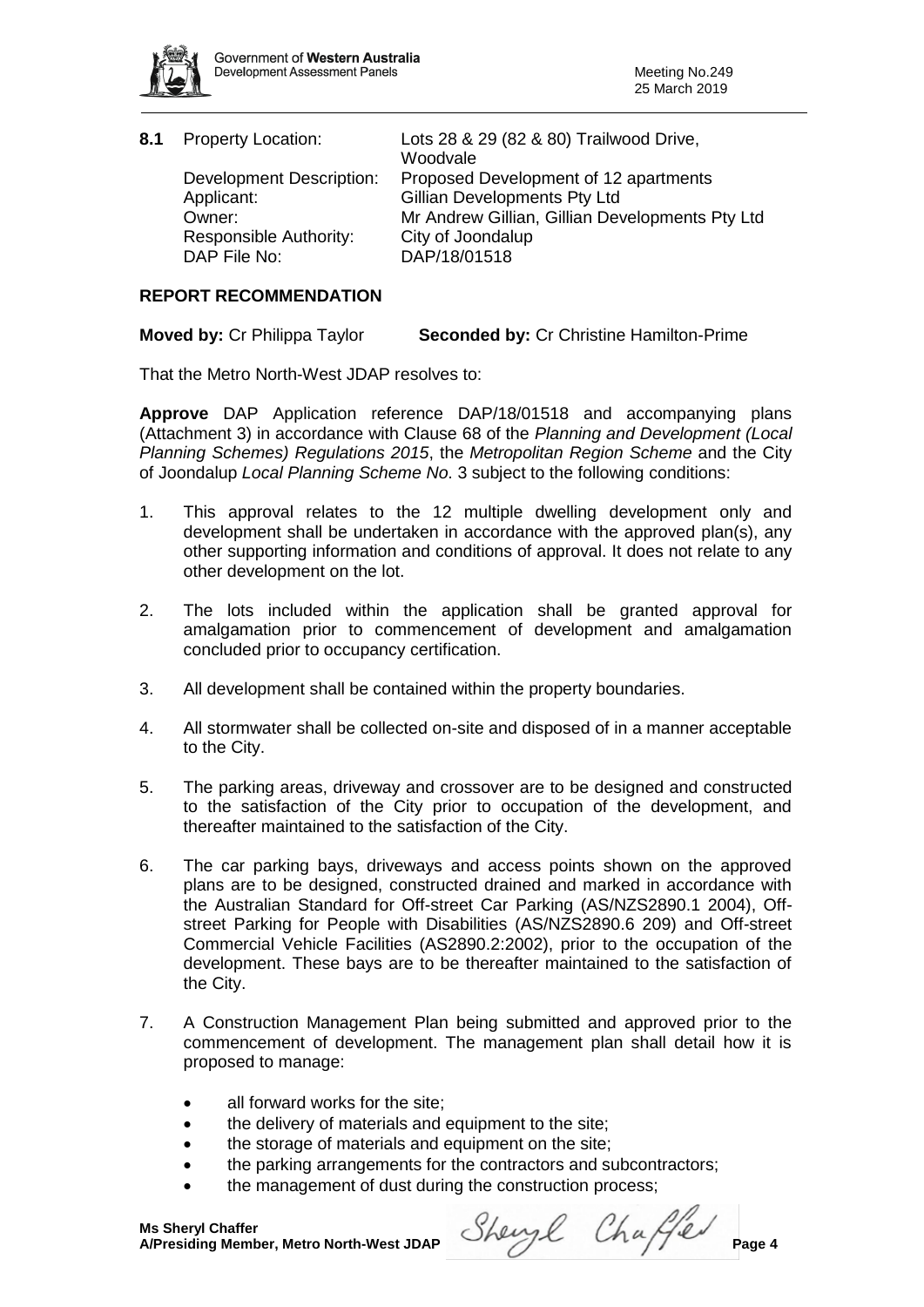**8.1** Property Location: Lots 28 & 29 (82 & 80) Trailwood Drive, Woodvale
Development Description: Proposed Development of 12 apartments
Applicant: Gillian Developments Pty Ltd
Owner: Mr Andrew Gillian, Gillian Developments Pty Ltd
Responsible Authority: City of Joondalup
DAP File No: DAP/18/01518

**REPORT RECOMMENDATION**

**Moved by:** Cr Philippa Taylor **Seconded by:** Cr Christine Hamilton-Prime

That the Metro North-West JDAP resolves to:

**Approve** DAP Application reference DAP/18/01518 and accompanying plans (Attachment 3) in accordance with Clause 68 of the *Planning and Development (Local Planning Schemes) Regulations 2015*, the *Metropolitan Region Scheme* and the City of Joondalup *Local Planning Scheme No*. 3 subject to the following conditions:

1. This approval relates to the 12 multiple dwelling development only and development shall be undertaken in accordance with the approved plan(s), any other supporting information and conditions of approval. It does not relate to any other development on the lot.

2. The lots included within the application shall be granted approval for amalgamation prior to commencement of development and amalgamation concluded prior to occupancy certification.

3. All development shall be contained within the property boundaries.

4. All stormwater shall be collected on-site and disposed of in a manner acceptable to the City.

5. The parking areas, driveway and crossover are to be designed and constructed to the satisfaction of the City prior to occupation of the development, and thereafter maintained to the satisfaction of the City.

6. The car parking bays, driveways and access points shown on the approved plans are to be designed, constructed drained and marked in accordance with the Australian Standard for Off-street Car Parking (AS/NZS2890.1 2004), Off-street Parking for People with Disabilities (AS/NZS2890.6 209) and Off-street Commercial Vehicle Facilities (AS2890.2:2002), prior to the occupation of the development. These bays are to be thereafter maintained to the satisfaction of the City.

7. A Construction Management Plan being submitted and approved prior to the commencement of development. The management plan shall detail how it is proposed to manage:

   - all forward works for the site;
   - the delivery of materials and equipment to the site;
   - the storage of materials and equipment on the site;
   - the parking arrangements for the contractors and subcontractors;
   - the management of dust during the construction process;

**Ms Sheryl Chaffer**
**A/Presiding Member, Metro North-West JDAP**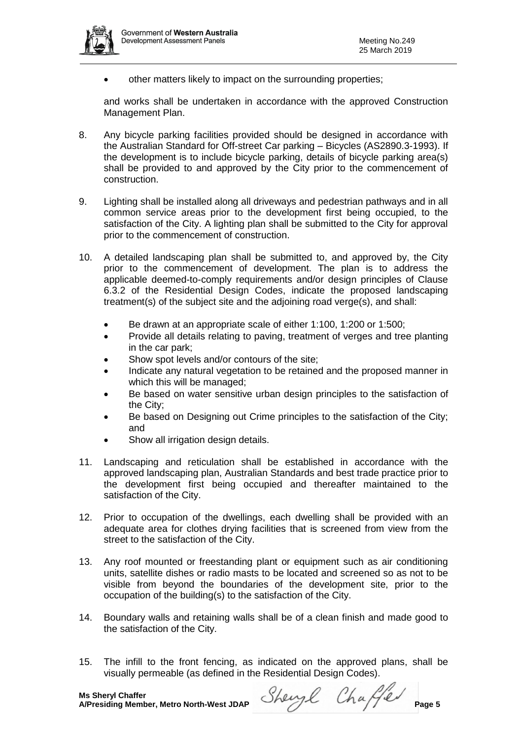- other matters likely to impact on the surrounding properties;

and works shall be undertaken in accordance with the approved Construction Management Plan.

8. Any bicycle parking facilities provided should be designed in accordance with the Australian Standard for Off-street Car parking – Bicycles (AS2890.3-1993). If the development is to include bicycle parking, details of bicycle parking area(s) shall be provided to and approved by the City prior to the commencement of construction.

9. Lighting shall be installed along all driveways and pedestrian pathways and in all common service areas prior to the development first being occupied, to the satisfaction of the City. A lighting plan shall be submitted to the City for approval prior to the commencement of construction.

10. A detailed landscaping plan shall be submitted to, and approved by, the City prior to the commencement of development. The plan is to address the applicable deemed-to-comply requirements and/or design principles of Clause 6.3.2 of the Residential Design Codes, indicate the proposed landscaping treatment(s) of the subject site and the adjoining road verge(s), and shall:
    - Be drawn at an appropriate scale of either 1:100, 1:200 or 1:500;
    - Provide all details relating to paving, treatment of verges and tree planting in the car park;
    - Show spot levels and/or contours of the site;
    - Indicate any natural vegetation to be retained and the proposed manner in which this will be managed;
    - Be based on water sensitive urban design principles to the satisfaction of the City;
    - Be based on Designing out Crime principles to the satisfaction of the City; and
    - Show all irrigation design details.

11. Landscaping and reticulation shall be established in accordance with the approved landscaping plan, Australian Standards and best trade practice prior to the development first being occupied and thereafter maintained to the satisfaction of the City.

12. Prior to occupation of the dwellings, each dwelling shall be provided with an adequate area for clothes drying facilities that is screened from view from the street to the satisfaction of the City.

13. Any roof mounted or freestanding plant or equipment such as air conditioning units, satellite dishes or radio masts to be located and screened so as not to be visible from beyond the boundaries of the development site, prior to the occupation of the building(s) to the satisfaction of the City.

14. Boundary walls and retaining walls shall be of a clean finish and made good to the satisfaction of the City.

15. The infill to the front fencing, as indicated on the approved plans, shall be visually permeable (as defined in the Residential Design Codes).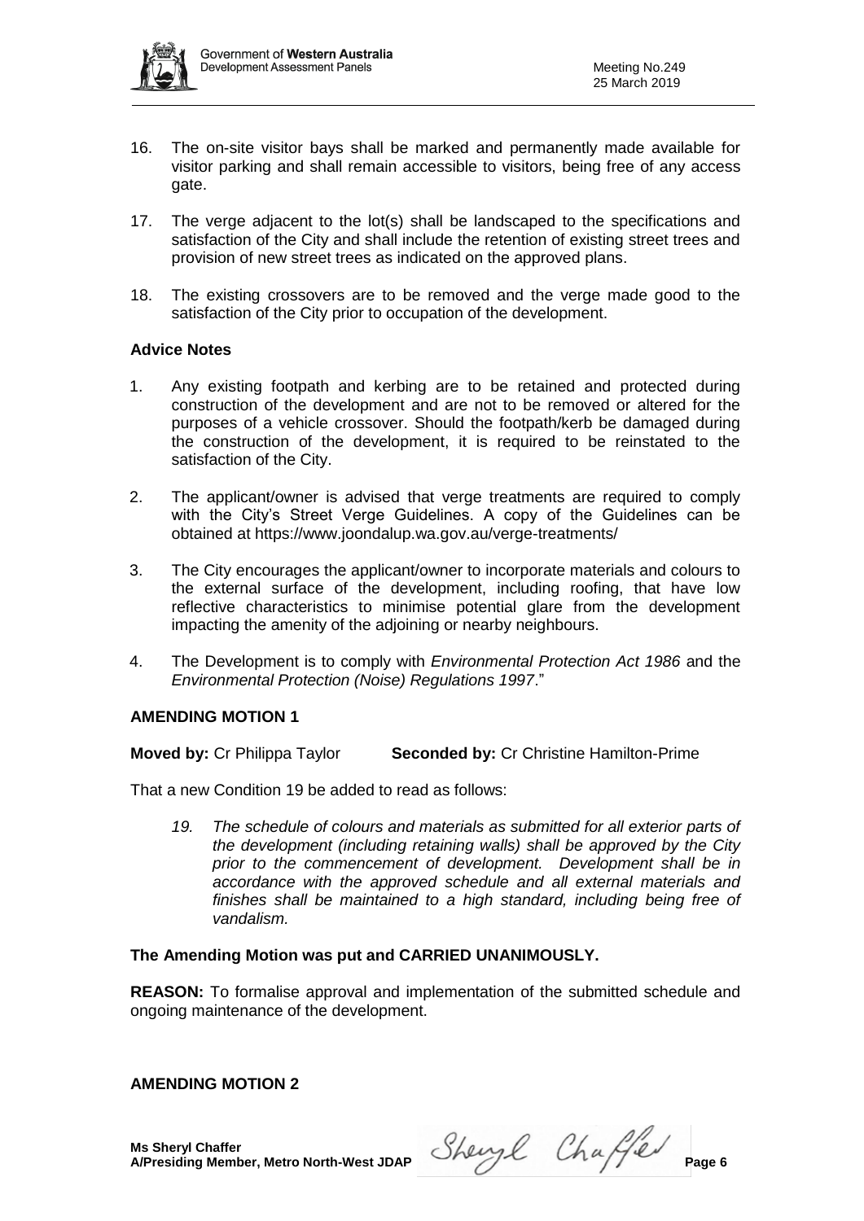16. The on-site visitor bays shall be marked and permanently made available for visitor parking and shall remain accessible to visitors, being free of any access gate.

17. The verge adjacent to the lot(s) shall be landscaped to the specifications and satisfaction of the City and shall include the retention of existing street trees and provision of new street trees as indicated on the approved plans.

18. The existing crossovers are to be removed and the verge made good to the satisfaction of the City prior to occupation of the development.

**Advice Notes**

1. Any existing footpath and kerbing are to be retained and protected during construction of the development and are not to be removed or altered for the purposes of a vehicle crossover. Should the footpath/kerb be damaged during the construction of the development, it is required to be reinstated to the satisfaction of the City.

2. The applicant/owner is advised that verge treatments are required to comply with the City's Street Verge Guidelines. A copy of the Guidelines can be obtained at https://www.joondalup.wa.gov.au/verge-treatments/

3. The City encourages the applicant/owner to incorporate materials and colours to the external surface of the development, including roofing, that have low reflective characteristics to minimise potential glare from the development impacting the amenity of the adjoining or nearby neighbours.

4. The Development is to comply with *Environmental Protection Act 1986* and the *Environmental Protection (Noise) Regulations 1997*."

**AMENDING MOTION 1**

**Moved by:** Cr Philippa Taylor **Seconded by:** Cr Christine Hamilton-Prime

That a new Condition 19 be added to read as follows:

> *19. The schedule of colours and materials as submitted for all exterior parts of the development (including retaining walls) shall be approved by the City prior to the commencement of development. Development shall be in accordance with the approved schedule and all external materials and finishes shall be maintained to a high standard, including being free of vandalism.*

**The Amending Motion was put and CARRIED UNANIMOUSLY.**

**REASON:** To formalise approval and implementation of the submitted schedule and ongoing maintenance of the development.

**AMENDING MOTION 2**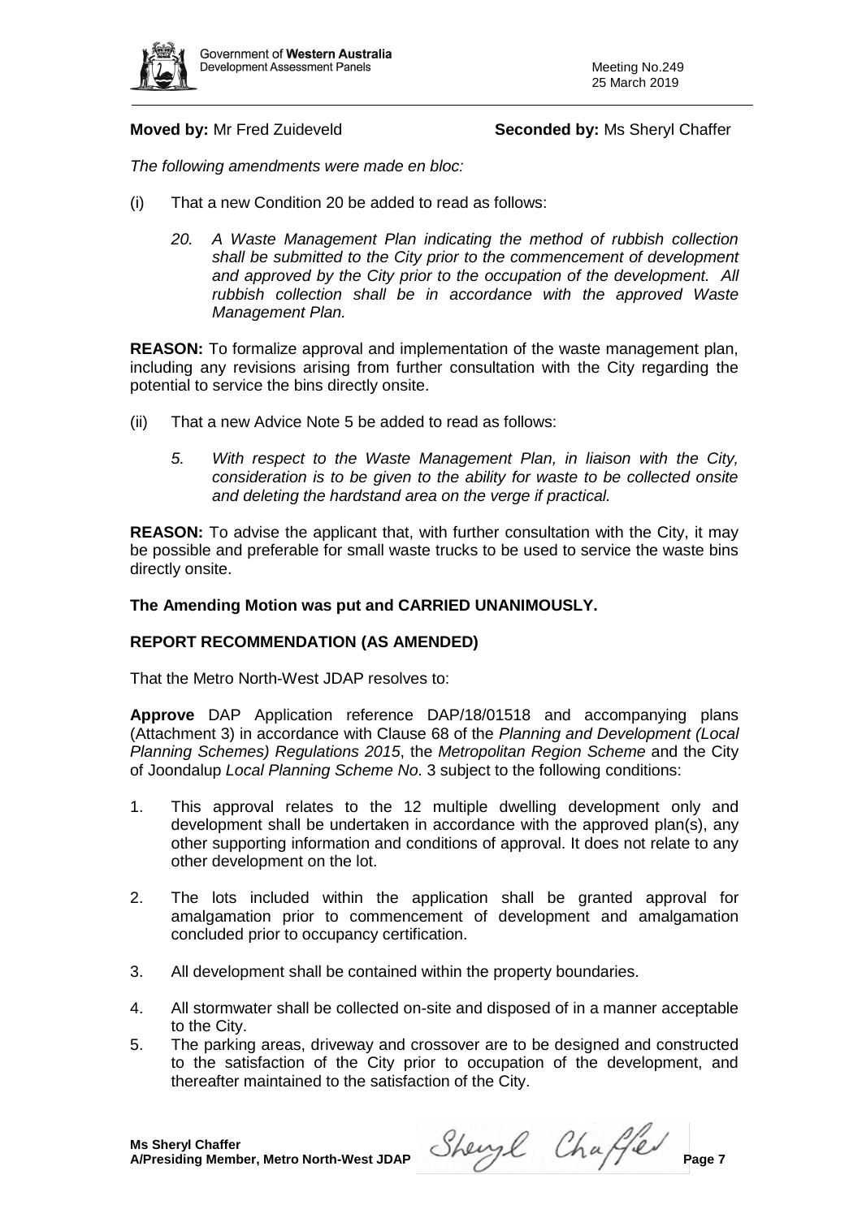**Moved by:** Mr Fred Zuideveld **Seconded by:** Ms Sheryl Chaffer

*The following amendments were made en bloc:*

(i) That a new Condition 20 be added to read as follows:

*20. A Waste Management Plan indicating the method of rubbish collection shall be submitted to the City prior to the commencement of development and approved by the City prior to the occupation of the development. All rubbish collection shall be in accordance with the approved Waste Management Plan.*

**REASON:** To formalize approval and implementation of the waste management plan, including any revisions arising from further consultation with the City regarding the potential to service the bins directly onsite.

(ii) That a new Advice Note 5 be added to read as follows:

*5. With respect to the Waste Management Plan, in liaison with the City, consideration is to be given to the ability for waste to be collected onsite and deleting the hardstand area on the verge if practical.*

**REASON:** To advise the applicant that, with further consultation with the City, it may be possible and preferable for small waste trucks to be used to service the waste bins directly onsite.

**The Amending Motion was put and CARRIED UNANIMOUSLY.**

**REPORT RECOMMENDATION (AS AMENDED)**

That the Metro North-West JDAP resolves to:

**Approve** DAP Application reference DAP/18/01518 and accompanying plans (Attachment 3) in accordance with Clause 68 of the *Planning and Development (Local Planning Schemes) Regulations 2015*, the *Metropolitan Region Scheme* and the City of Joondalup *Local Planning Scheme No*. 3 subject to the following conditions:

1. This approval relates to the 12 multiple dwelling development only and development shall be undertaken in accordance with the approved plan(s), any other supporting information and conditions of approval. It does not relate to any other development on the lot.
2. The lots included within the application shall be granted approval for amalgamation prior to commencement of development and amalgamation concluded prior to occupancy certification.
3. All development shall be contained within the property boundaries.
4. All stormwater shall be collected on-site and disposed of in a manner acceptable to the City.
5. The parking areas, driveway and crossover are to be designed and constructed to the satisfaction of the City prior to occupation of the development, and thereafter maintained to the satisfaction of the City.

**Ms Sheryl Chaffer**
**A/Presiding Member, Metro North-West JDAP**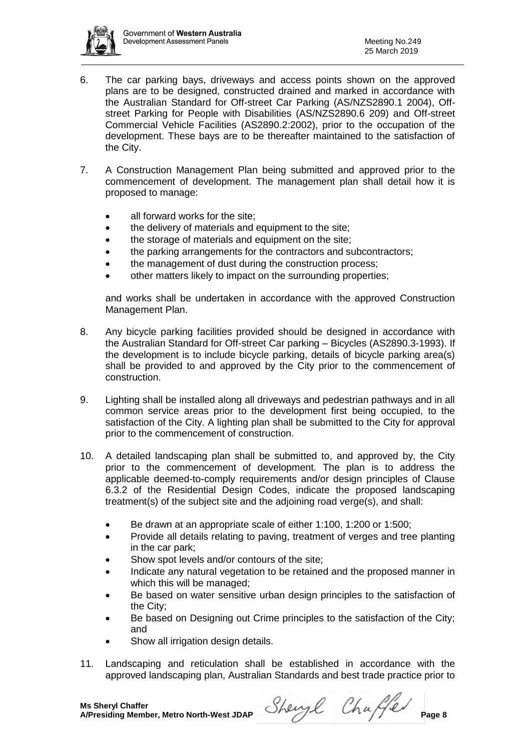6. The car parking bays, driveways and access points shown on the approved plans are to be designed, constructed drained and marked in accordance with the Australian Standard for Off-street Car Parking (AS/NZS2890.1 2004), Off-street Parking for People with Disabilities (AS/NZS2890.6 209) and Off-street Commercial Vehicle Facilities (AS2890.2:2002), prior to the occupation of the development. These bays are to be thereafter maintained to the satisfaction of the City.

7. A Construction Management Plan being submitted and approved prior to the commencement of development. The management plan shall detail how it is proposed to manage:

   - all forward works for the site;
   - the delivery of materials and equipment to the site;
   - the storage of materials and equipment on the site;
   - the parking arrangements for the contractors and subcontractors;
   - the management of dust during the construction process;
   - other matters likely to impact on the surrounding properties;

   and works shall be undertaken in accordance with the approved Construction Management Plan.

8. Any bicycle parking facilities provided should be designed in accordance with the Australian Standard for Off-street Car parking – Bicycles (AS2890.3-1993). If the development is to include bicycle parking, details of bicycle parking area(s) shall be provided to and approved by the City prior to the commencement of construction.

9. Lighting shall be installed along all driveways and pedestrian pathways and in all common service areas prior to the development first being occupied, to the satisfaction of the City. A lighting plan shall be submitted to the City for approval prior to the commencement of construction.

10. A detailed landscaping plan shall be submitted to, and approved by, the City prior to the commencement of development. The plan is to address the applicable deemed-to-comply requirements and/or design principles of Clause 6.3.2 of the Residential Design Codes, indicate the proposed landscaping treatment(s) of the subject site and the adjoining road verge(s), and shall:

    - Be drawn at an appropriate scale of either 1:100, 1:200 or 1:500;
    - Provide all details relating to paving, treatment of verges and tree planting in the car park;
    - Show spot levels and/or contours of the site;
    - Indicate any natural vegetation to be retained and the proposed manner in which this will be managed;
    - Be based on water sensitive urban design principles to the satisfaction of the City;
    - Be based on Designing out Crime principles to the satisfaction of the City; and
    - Show all irrigation design details.

11. Landscaping and reticulation shall be established in accordance with the approved landscaping plan, Australian Standards and best trade practice prior to

**Ms Sheryl Chaffer**
**A/Presiding Member, Metro North-West JDAP**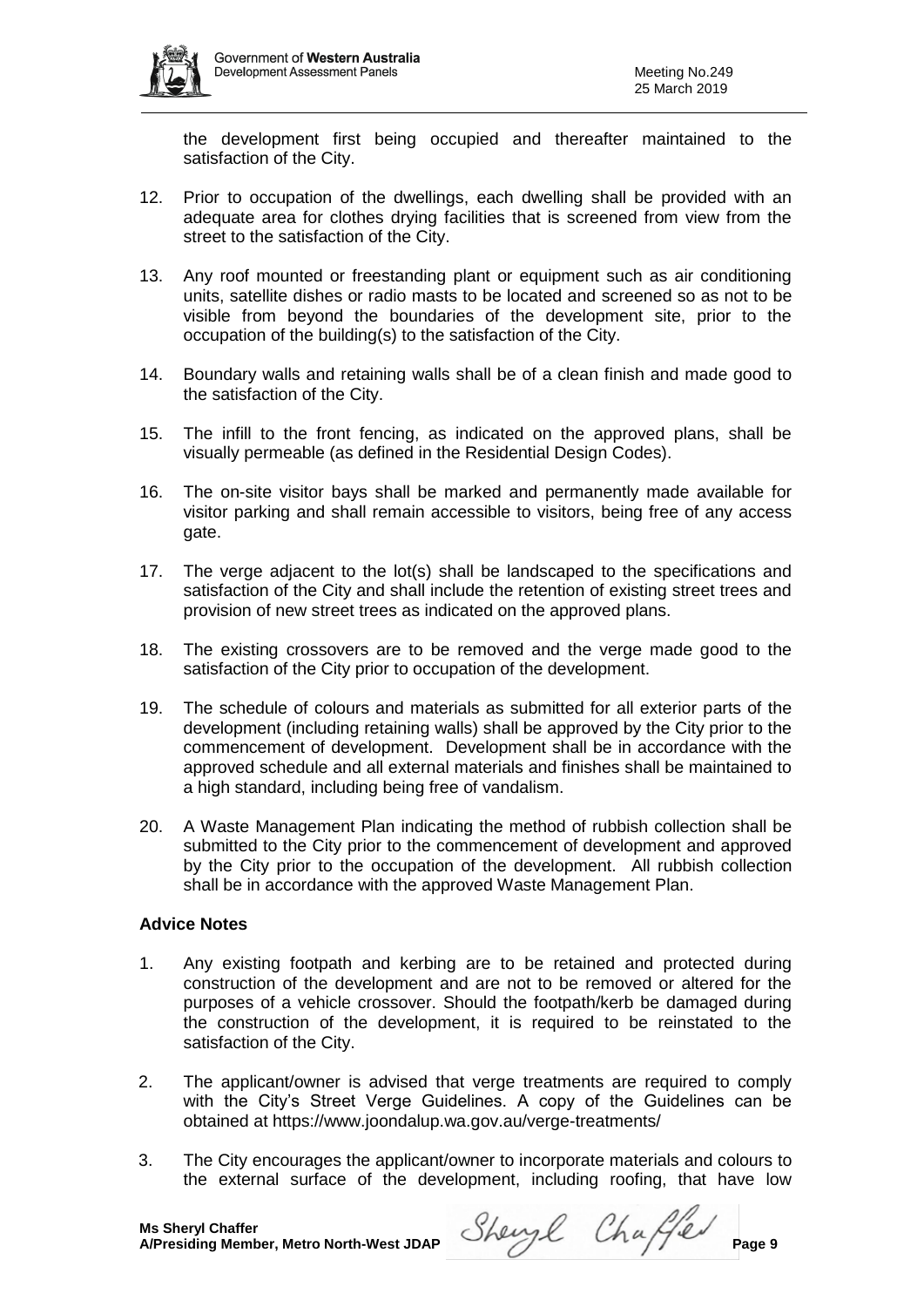the development first being occupied and thereafter maintained to the satisfaction of the City.

12. Prior to occupation of the dwellings, each dwelling shall be provided with an adequate area for clothes drying facilities that is screened from view from the street to the satisfaction of the City.

13. Any roof mounted or freestanding plant or equipment such as air conditioning units, satellite dishes or radio masts to be located and screened so as not to be visible from beyond the boundaries of the development site, prior to the occupation of the building(s) to the satisfaction of the City.

14. Boundary walls and retaining walls shall be of a clean finish and made good to the satisfaction of the City.

15. The infill to the front fencing, as indicated on the approved plans, shall be visually permeable (as defined in the Residential Design Codes).

16. The on-site visitor bays shall be marked and permanently made available for visitor parking and shall remain accessible to visitors, being free of any access gate.

17. The verge adjacent to the lot(s) shall be landscaped to the specifications and satisfaction of the City and shall include the retention of existing street trees and provision of new street trees as indicated on the approved plans.

18. The existing crossovers are to be removed and the verge made good to the satisfaction of the City prior to occupation of the development.

19. The schedule of colours and materials as submitted for all exterior parts of the development (including retaining walls) shall be approved by the City prior to the commencement of development. Development shall be in accordance with the approved schedule and all external materials and finishes shall be maintained to a high standard, including being free of vandalism.

20. A Waste Management Plan indicating the method of rubbish collection shall be submitted to the City prior to the commencement of development and approved by the City prior to the occupation of the development. All rubbish collection shall be in accordance with the approved Waste Management Plan.

**Advice Notes**

1. Any existing footpath and kerbing are to be retained and protected during construction of the development and are not to be removed or altered for the purposes of a vehicle crossover. Should the footpath/kerb be damaged during the construction of the development, it is required to be reinstated to the satisfaction of the City.

2. The applicant/owner is advised that verge treatments are required to comply with the City's Street Verge Guidelines. A copy of the Guidelines can be obtained at https://www.joondalup.wa.gov.au/verge-treatments/

3. The City encourages the applicant/owner to incorporate materials and colours to the external surface of the development, including roofing, that have low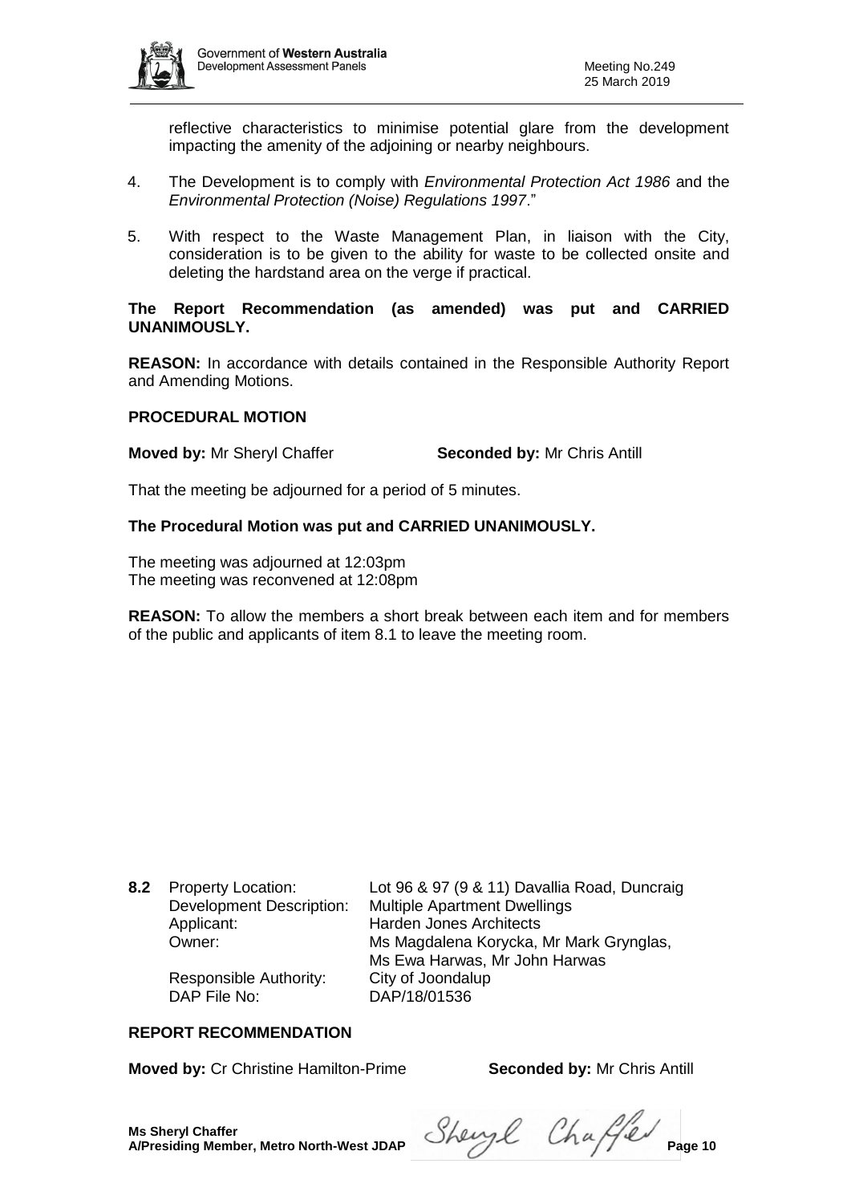reflective characteristics to minimise potential glare from the development impacting the amenity of the adjoining or nearby neighbours.

4. The Development is to comply with *Environmental Protection Act 1986* and the *Environmental Protection (Noise) Regulations 1997*."

5. With respect to the Waste Management Plan, in liaison with the City, consideration is to be given to the ability for waste to be collected onsite and deleting the hardstand area on the verge if practical.

**The Report Recommendation (as amended) was put and CARRIED UNANIMOUSLY.**

**REASON:** In accordance with details contained in the Responsible Authority Report and Amending Motions.

**PROCEDURAL MOTION**

**Moved by:** Mr Sheryl Chaffer **Seconded by:** Mr Chris Antill

That the meeting be adjourned for a period of 5 minutes.

**The Procedural Motion was put and CARRIED UNANIMOUSLY.**

The meeting was adjourned at 12:03pm
The meeting was reconvened at 12:08pm

**REASON:** To allow the members a short break between each item and for members of the public and applicants of item 8.1 to leave the meeting room.

| | | | |
|---|---|---|---|
| **8.2** | Property Location: | Lot 96 & 97 (9 & 11) Davallia Road, Duncraig |
| | Development Description: | Multiple Apartment Dwellings |
| | Applicant: | Harden Jones Architects |
| | Owner: | Ms Magdalena Korycka, Mr Mark Gryngla, Ms Ewa Harwas, Mr John Harwas |
| | Responsible Authority: | City of Joondalup |
| | DAP File No: | DAP/18/01536 |

**REPORT RECOMMENDATION**

**Moved by:** Cr Christine Hamilton-Prime **Seconded by:** Mr Chris Antill

**Ms Sheryl Chaffer**
**A/Presiding Member, Metro North-West JDAP**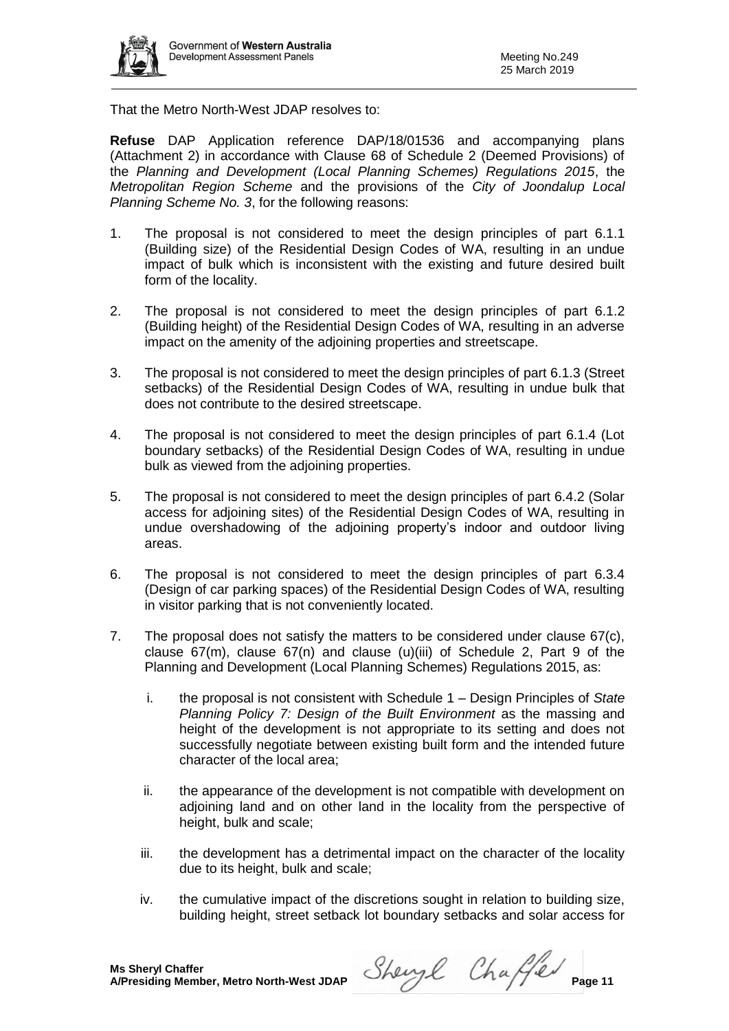That the Metro North-West JDAP resolves to:

**Refuse** DAP Application reference DAP/18/01536 and accompanying plans (Attachment 2) in accordance with Clause 68 of Schedule 2 (Deemed Provisions) of the *Planning and Development (Local Planning Schemes) Regulations 2015*, the *Metropolitan Region Scheme* and the provisions of the *City of Joondalup Local Planning Scheme No. 3*, for the following reasons:

1. The proposal is not considered to meet the design principles of part 6.1.1 (Building size) of the Residential Design Codes of WA, resulting in an undue impact of bulk which is inconsistent with the existing and future desired built form of the locality.

2. The proposal is not considered to meet the design principles of part 6.1.2 (Building height) of the Residential Design Codes of WA, resulting in an adverse impact on the amenity of the adjoining properties and streetscape.

3. The proposal is not considered to meet the design principles of part 6.1.3 (Street setbacks) of the Residential Design Codes of WA, resulting in undue bulk that does not contribute to the desired streetscape.

4. The proposal is not considered to meet the design principles of part 6.1.4 (Lot boundary setbacks) of the Residential Design Codes of WA, resulting in undue bulk as viewed from the adjoining properties.

5. The proposal is not considered to meet the design principles of part 6.4.2 (Solar access for adjoining sites) of the Residential Design Codes of WA, resulting in undue overshadowing of the adjoining property's indoor and outdoor living areas.

6. The proposal is not considered to meet the design principles of part 6.3.4 (Design of car parking spaces) of the Residential Design Codes of WA, resulting in visitor parking that is not conveniently located.

7. The proposal does not satisfy the matters to be considered under clause 67(c), clause 67(m), clause 67(n) and clause (u)(iii) of Schedule 2, Part 9 of the Planning and Development (Local Planning Schemes) Regulations 2015, as:

   i. the proposal is not consistent with Schedule 1 – Design Principles of *State Planning Policy 7: Design of the Built Environment* as the massing and height of the development is not appropriate to its setting and does not successfully negotiate between existing built form and the intended future character of the local area;

   ii. the appearance of the development is not compatible with development on adjoining land and on other land in the locality from the perspective of height, bulk and scale;

   iii. the development has a detrimental impact on the character of the locality due to its height, bulk and scale;

   iv. the cumulative impact of the discretions sought in relation to building size, building height, street setback lot boundary setbacks and solar access for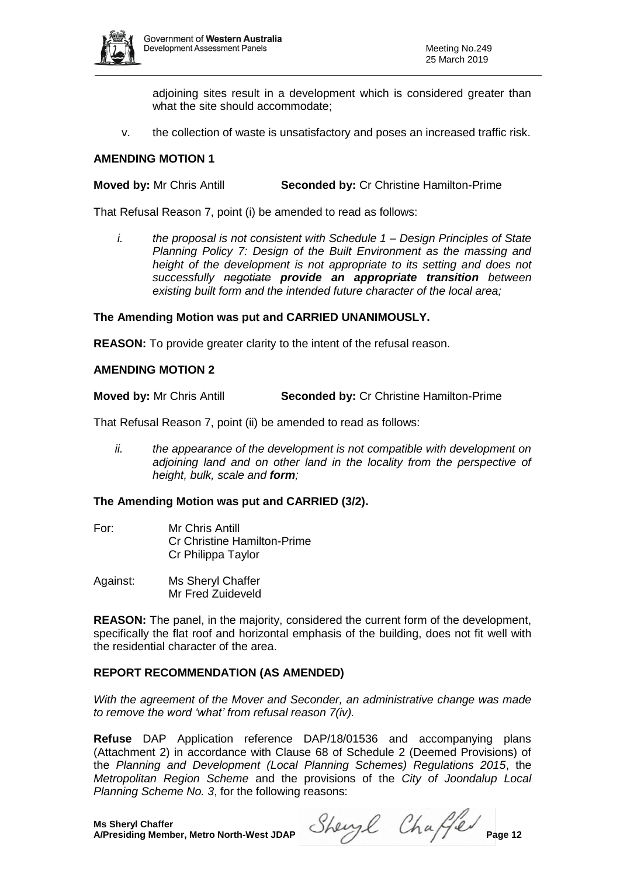adjoining sites result in a development which is considered greater than what the site should accommodate;

v. the collection of waste is unsatisfactory and poses an increased traffic risk.

**AMENDING MOTION 1**

**Moved by:** Mr Chris Antill **Seconded by:** Cr Christine Hamilton-Prime

That Refusal Reason 7, point (i) be amended to read as follows:

*i. the proposal is not consistent with Schedule 1 – Design Principles of State Planning Policy 7: Design of the Built Environment as the massing and height of the development is not appropriate to its setting and does not successfully ~~negotiate~~ **provide an appropriate transition** between existing built form and the intended future character of the local area;*

**The Amending Motion was put and CARRIED UNANIMOUSLY.**

**REASON:** To provide greater clarity to the intent of the refusal reason.

**AMENDING MOTION 2**

**Moved by:** Mr Chris Antill **Seconded by:** Cr Christine Hamilton-Prime

That Refusal Reason 7, point (ii) be amended to read as follows:

*ii. the appearance of the development is not compatible with development on adjoining land and on other land in the locality from the perspective of height, bulk, scale and **form**;*

**The Amending Motion was put and CARRIED (3/2).**

For: Mr Chris Antill
Cr Christine Hamilton-Prime
Cr Philippa Taylor

Against: Ms Sheryl Chaffer
Mr Fred Zuideveld

**REASON:** The panel, in the majority, considered the current form of the development, specifically the flat roof and horizontal emphasis of the building, does not fit well with the residential character of the area.

**REPORT RECOMMENDATION (AS AMENDED)**

*With the agreement of the Mover and Seconder, an administrative change was made to remove the word 'what' from refusal reason 7(iv).*

**Refuse** DAP Application reference DAP/18/01536 and accompanying plans (Attachment 2) in accordance with Clause 68 of Schedule 2 (Deemed Provisions) of the *Planning and Development (Local Planning Schemes) Regulations 2015*, the *Metropolitan Region Scheme* and the provisions of the *City of Joondalup Local Planning Scheme No. 3*, for the following reasons: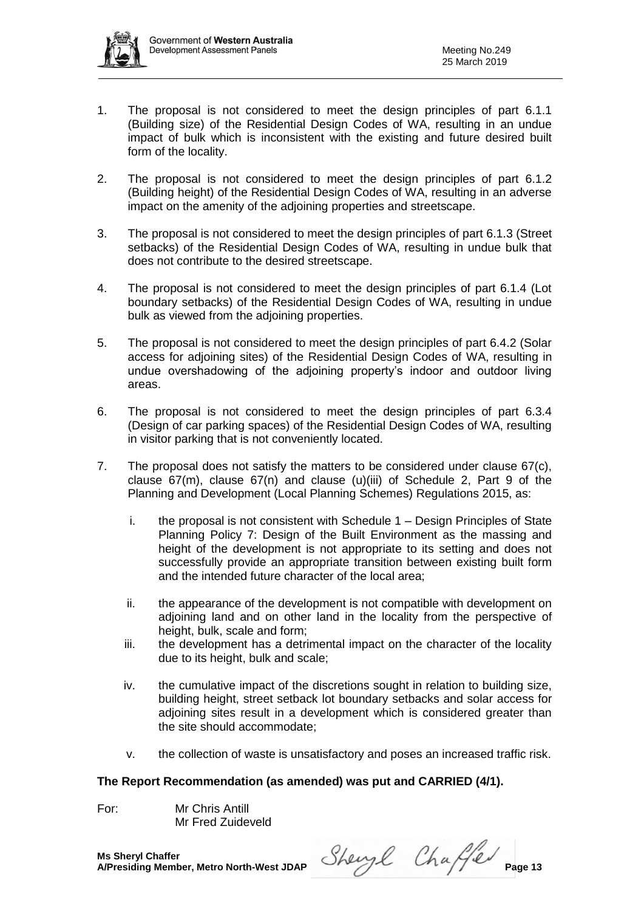1. The proposal is not considered to meet the design principles of part 6.1.1 (Building size) of the Residential Design Codes of WA, resulting in an undue impact of bulk which is inconsistent with the existing and future desired built form of the locality.

2. The proposal is not considered to meet the design principles of part 6.1.2 (Building height) of the Residential Design Codes of WA, resulting in an adverse impact on the amenity of the adjoining properties and streetscape.

3. The proposal is not considered to meet the design principles of part 6.1.3 (Street setbacks) of the Residential Design Codes of WA, resulting in undue bulk that does not contribute to the desired streetscape.

4. The proposal is not considered to meet the design principles of part 6.1.4 (Lot boundary setbacks) of the Residential Design Codes of WA, resulting in undue bulk as viewed from the adjoining properties.

5. The proposal is not considered to meet the design principles of part 6.4.2 (Solar access for adjoining sites) of the Residential Design Codes of WA, resulting in undue overshadowing of the adjoining property's indoor and outdoor living areas.

6. The proposal is not considered to meet the design principles of part 6.3.4 (Design of car parking spaces) of the Residential Design Codes of WA, resulting in visitor parking that is not conveniently located.

7. The proposal does not satisfy the matters to be considered under clause 67(c), clause 67(m), clause 67(n) and clause (u)(iii) of Schedule 2, Part 9 of the Planning and Development (Local Planning Schemes) Regulations 2015, as:

   i. the proposal is not consistent with Schedule 1 – Design Principles of State Planning Policy 7: Design of the Built Environment as the massing and height of the development is not appropriate to its setting and does not successfully provide an appropriate transition between existing built form and the intended future character of the local area;

   ii. the appearance of the development is not compatible with development on adjoining land and on other land in the locality from the perspective of height, bulk, scale and form;

   iii. the development has a detrimental impact on the character of the locality due to its height, bulk and scale;

   iv. the cumulative impact of the discretions sought in relation to building size, building height, street setback lot boundary setbacks and solar access for adjoining sites result in a development which is considered greater than the site should accommodate;

   v. the collection of waste is unsatisfactory and poses an increased traffic risk.

**The Report Recommendation (as amended) was put and CARRIED (4/1).**

For: Mr Chris Antill
Mr Fred Zuideveld

**Ms Sheryl Chaffer**
**A/Presiding Member, Metro North-West JDAP**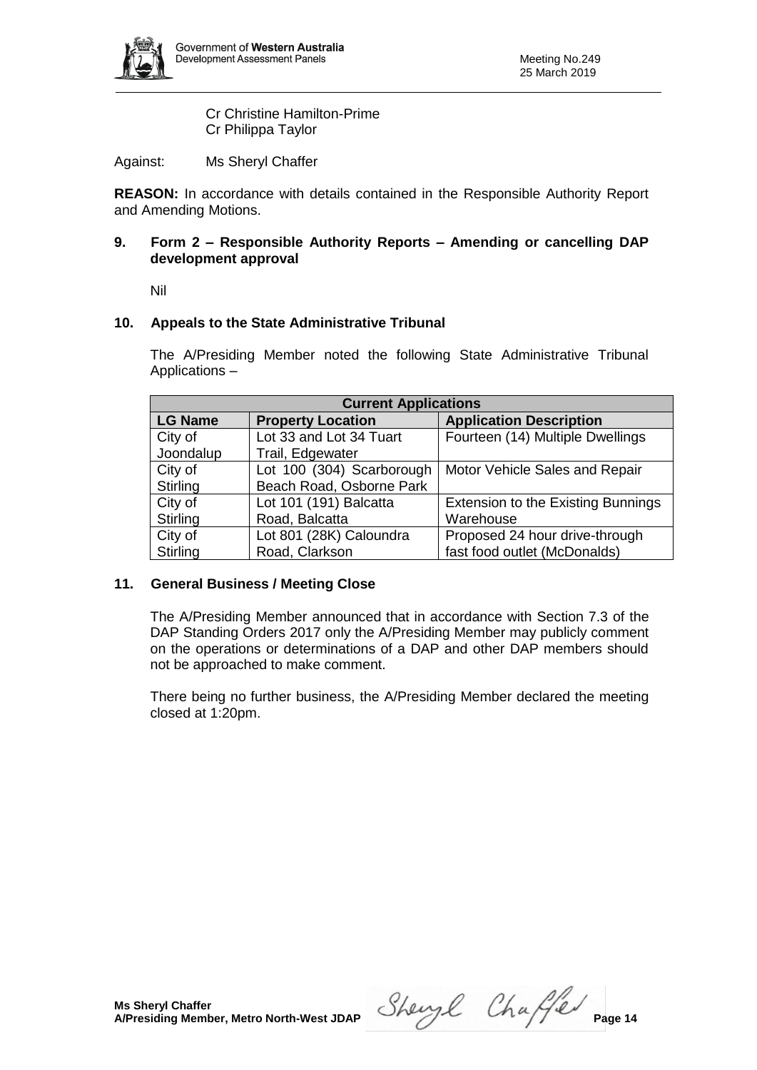Cr Christine Hamilton-Prime
Cr Philippa Taylor

Against: Ms Sheryl Chaffer

**REASON:** In accordance with details contained in the Responsible Authority Report and Amending Motions.

## 9. Form 2 – Responsible Authority Reports – Amending or cancelling DAP development approval

Nil

## 10. Appeals to the State Administrative Tribunal

The A/Presiding Member noted the following State Administrative Tribunal Applications –

| **Current Applications** | | |
|---|---|---|
| **LG Name** | **Property Location** | **Application Description** |
| City of Joondalup | Lot 33 and Lot 34 Tuart Trail, Edgewater | Fourteen (14) Multiple Dwellings |
| City of Stirling | Lot 100 (304) Scarborough Beach Road, Osborne Park | Motor Vehicle Sales and Repair |
| City of Stirling | Lot 101 (191) Balcatta Road, Balcatta | Extension to the Existing Bunnings Warehouse |
| City of Stirling | Lot 801 (28K) Caloundra Road, Clarkson | Proposed 24 hour drive-through fast food outlet (McDonalds) |

## 11. General Business / Meeting Close

The A/Presiding Member announced that in accordance with Section 7.3 of the DAP Standing Orders 2017 only the A/Presiding Member may publicly comment on the operations or determinations of a DAP and other DAP members should not be approached to make comment.

There being no further business, the A/Presiding Member declared the meeting closed at 1:20pm.